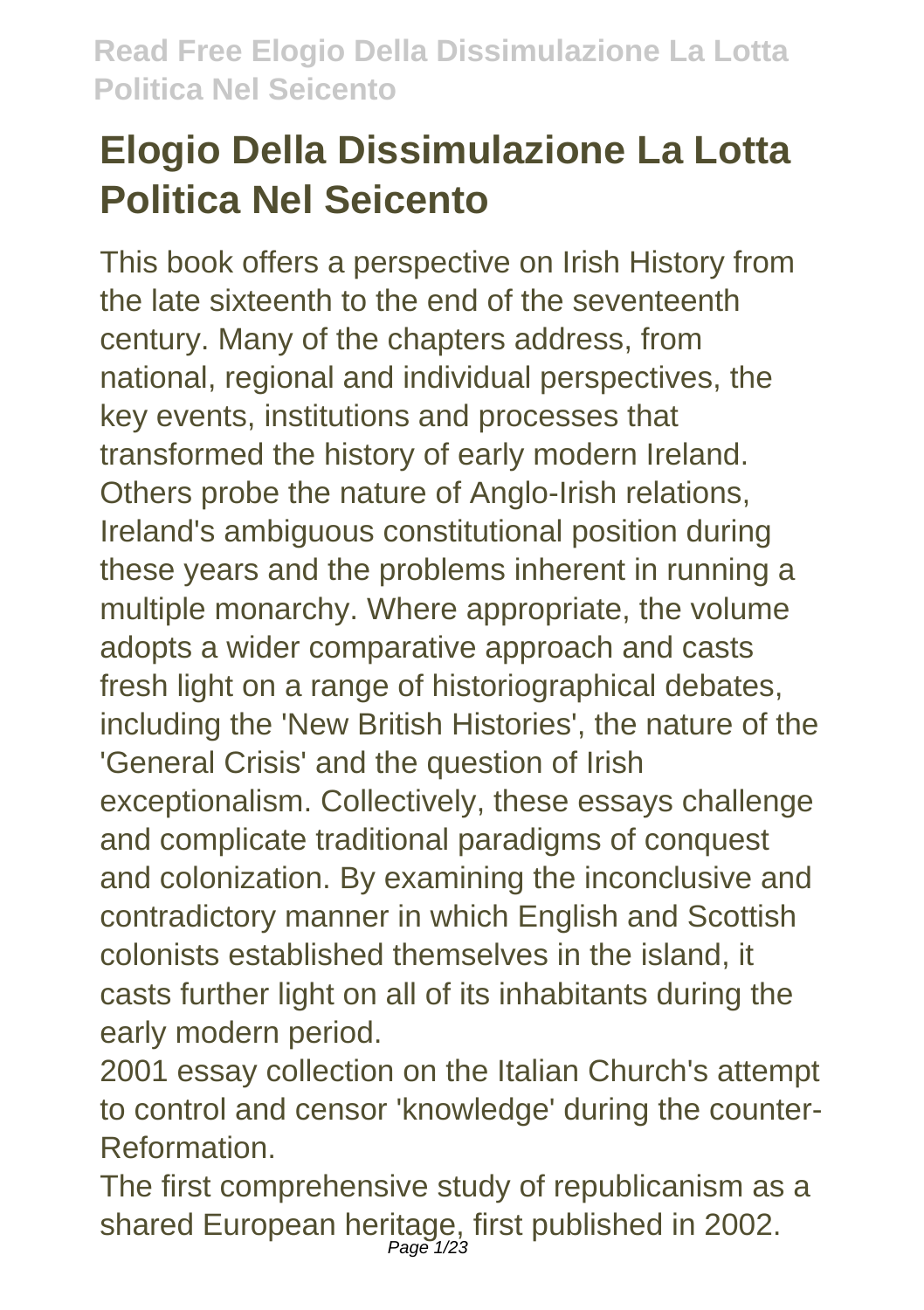# Elogio Della Dissimulazione La Lotta Politica Nel Seicento

This book offers a perspective on Irish History from the late sixteenth to the end of the seventeenth century. Many of the chapters address, from national, regional and individual perspectives, the key events, institutions and processes that transformed the history of early modern Ireland. Others probe the nature of Anglo-Irish relations, Ireland's ambiguous constitutional position during these years and the problems inherent in running a multiple monarchy. Where appropriate, the volume adopts a wider comparative approach and casts fresh light on a range of historiographical debates, including the 'New British Histories', the nature of the 'General Crisis' and the question of Irish exceptionalism. Collectively, these essays challenge and complicate traditional paradigms of conquest and colonization. By examining the inconclusive and contradictory manner in which English and Scottish colonists established themselves in the island, it casts further light on all of its inhabitants during the early modern period.

2001 essay collection on the Italian Church's attempt to control and censor 'knowledge' during the counter-Reformation.

The first comprehensive study of republicanism as a shared European heritage, first published in 2002.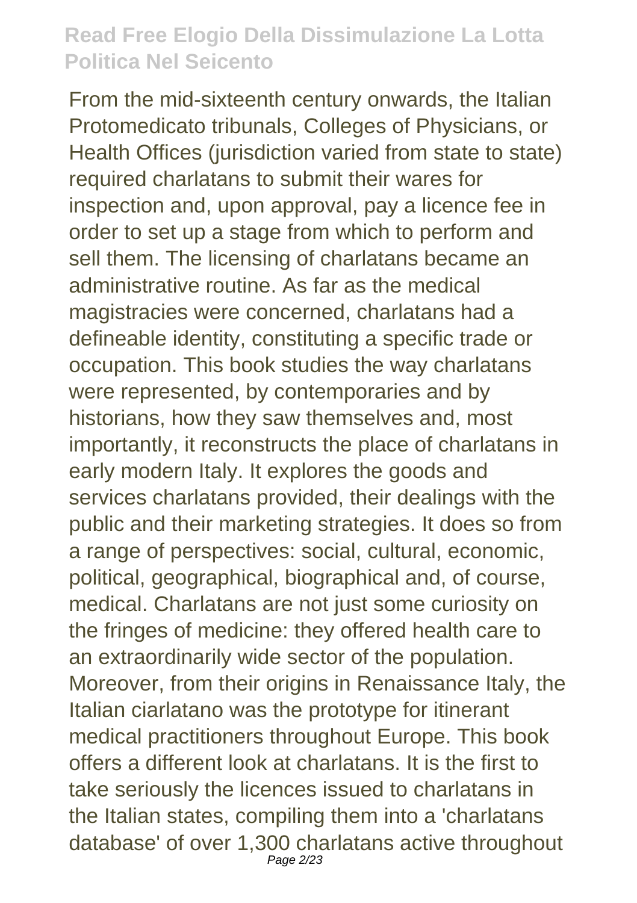From the mid-sixteenth century onwards, the Italian Protomedicato tribunals, Colleges of Physicians, or Health Offices (jurisdiction varied from state to state) required charlatans to submit their wares for inspection and, upon approval, pay a licence fee in order to set up a stage from which to perform and sell them. The licensing of charlatans became an administrative routine. As far as the medical magistracies were concerned, charlatans had a defineable identity, constituting a specific trade or occupation. This book studies the way charlatans were represented, by contemporaries and by historians, how they saw themselves and, most importantly, it reconstructs the place of charlatans in early modern Italy. It explores the goods and services charlatans provided, their dealings with the public and their marketing strategies. It does so from a range of perspectives: social, cultural, economic, political, geographical, biographical and, of course, medical. Charlatans are not just some curiosity on the fringes of medicine: they offered health care to an extraordinarily wide sector of the population. Moreover, from their origins in Renaissance Italy, the Italian ciarlatano was the prototype for itinerant medical practitioners throughout Europe. This book offers a different look at charlatans. It is the first to take seriously the licences issued to charlatans in the Italian states, compiling them into a 'charlatans database' of over 1,300 charlatans active throughout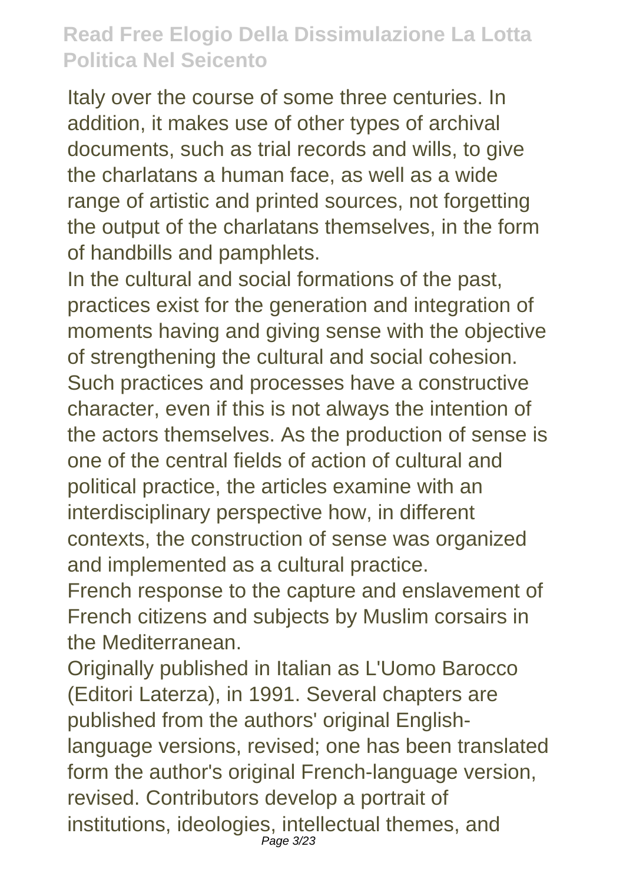Italy over the course of some three centuries. In addition, it makes use of other types of archival documents, such as trial records and wills, to give the charlatans a human face, as well as a wide range of artistic and printed sources, not forgetting the output of the charlatans themselves, in the form of handbills and pamphlets.

In the cultural and social formations of the past, practices exist for the generation and integration of moments having and giving sense with the objective of strengthening the cultural and social cohesion. Such practices and processes have a constructive character, even if this is not always the intention of the actors themselves. As the production of sense is one of the central fields of action of cultural and political practice, the articles examine with an interdisciplinary perspective how, in different contexts, the construction of sense was organized and implemented as a cultural practice.

French response to the capture and enslavement of French citizens and subjects by Muslim corsairs in the Mediterranean.

Originally published in Italian as L'Uomo Barocco (Editori Laterza), in 1991. Several chapters are published from the authors' original English-language versions, revised; one has been translated form the author's original French-language version, revised. Contributors develop a portrait of institutions, ideologies, intellectual themes, and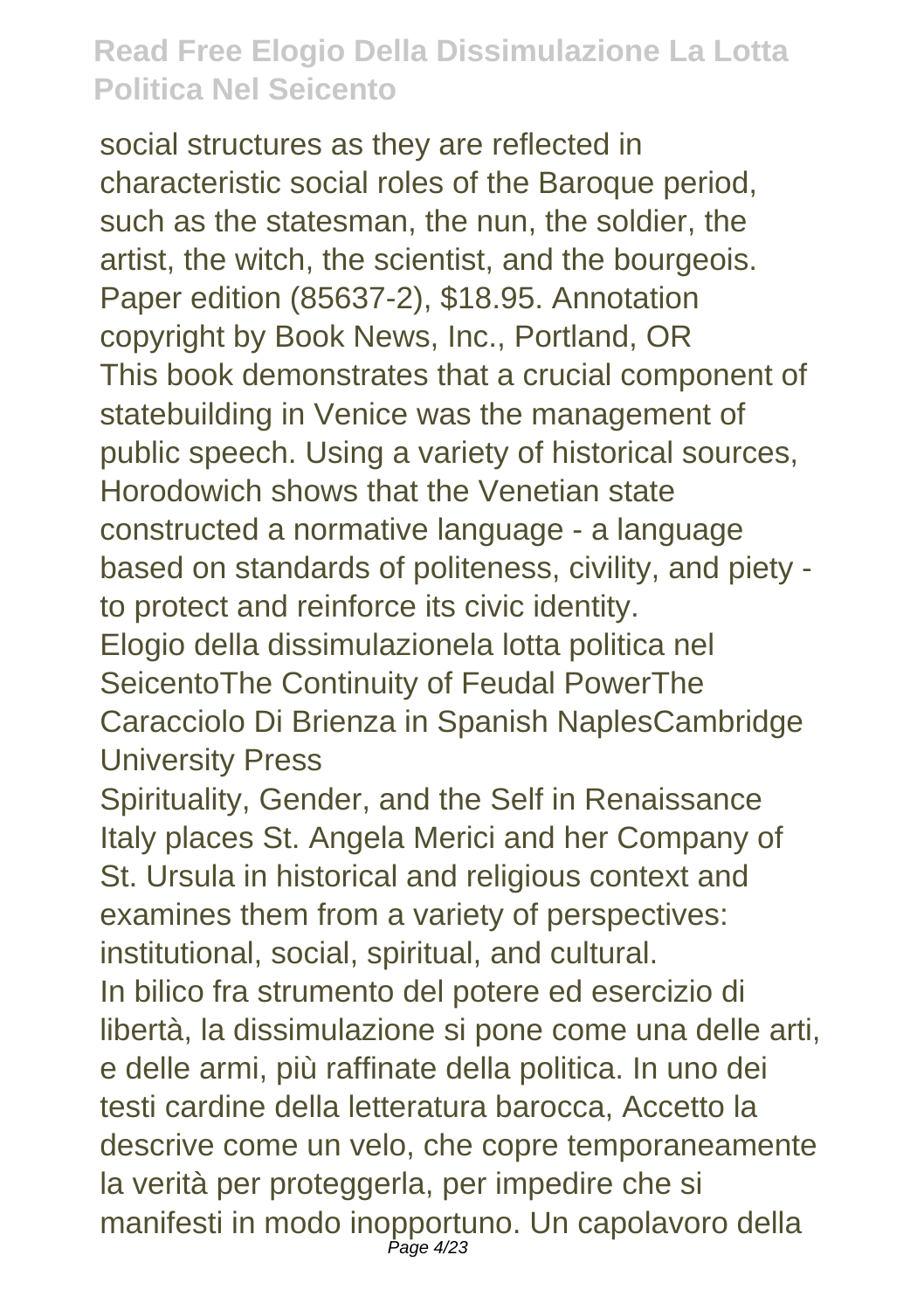social structures as they are reflected in characteristic social roles of the Baroque period, such as the statesman, the nun, the soldier, the artist, the witch, the scientist, and the bourgeois. Paper edition (85637-2), $18.95. Annotation copyright by Book News, Inc., Portland, OR

This book demonstrates that a crucial component of statebuilding in Venice was the management of public speech. Using a variety of historical sources, Horodowich shows that the Venetian state constructed a normative language - a language based on standards of politeness, civility, and piety - to protect and reinforce its civic identity.

Elogio della dissimulazionela lotta politica nel SeicentoThe Continuity of Feudal PowerThe Caracciolo Di Brienza in Spanish NaplesCambridge University Press

Spirituality, Gender, and the Self in Renaissance Italy places St. Angela Merici and her Company of St. Ursula in historical and religious context and examines them from a variety of perspectives: institutional, social, spiritual, and cultural.

In bilico fra strumento del potere ed esercizio di libertà, la dissimulazione si pone come una delle arti, e delle armi, più raffinate della politica. In uno dei testi cardine della letteratura barocca, Accetto la descrive come un velo, che copre temporaneamente la verità per proteggerla, per impedire che si manifesti in modo inopportuno. Un capolavoro della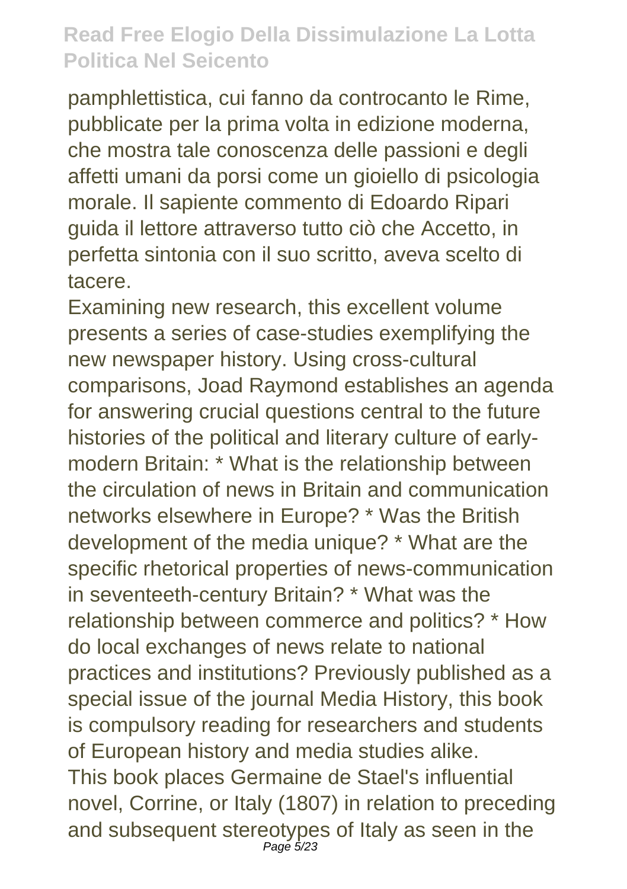pamphlettistica, cui fanno da controcanto le Rime, pubblicate per la prima volta in edizione moderna, che mostra tale conoscenza delle passioni e degli affetti umani da porsi come un gioiello di psicologia morale. Il sapiente commento di Edoardo Ripari guida il lettore attraverso tutto ciò che Accetto, in perfetta sintonia con il suo scritto, aveva scelto di tacere.

Examining new research, this excellent volume presents a series of case-studies exemplifying the new newspaper history. Using cross-cultural comparisons, Joad Raymond establishes an agenda for answering crucial questions central to the future histories of the political and literary culture of early-modern Britain: * What is the relationship between the circulation of news in Britain and communication networks elsewhere in Europe? * Was the British development of the media unique? * What are the specific rhetorical properties of news-communication in seventeenth-century Britain? * What was the relationship between commerce and politics? * How do local exchanges of news relate to national practices and institutions? Previously published as a special issue of the journal Media History, this book is compulsory reading for researchers and students of European history and media studies alike.

This book places Germaine de Stael's influential novel, Corrine, or Italy (1807) in relation to preceding and subsequent stereotypes of Italy as seen in the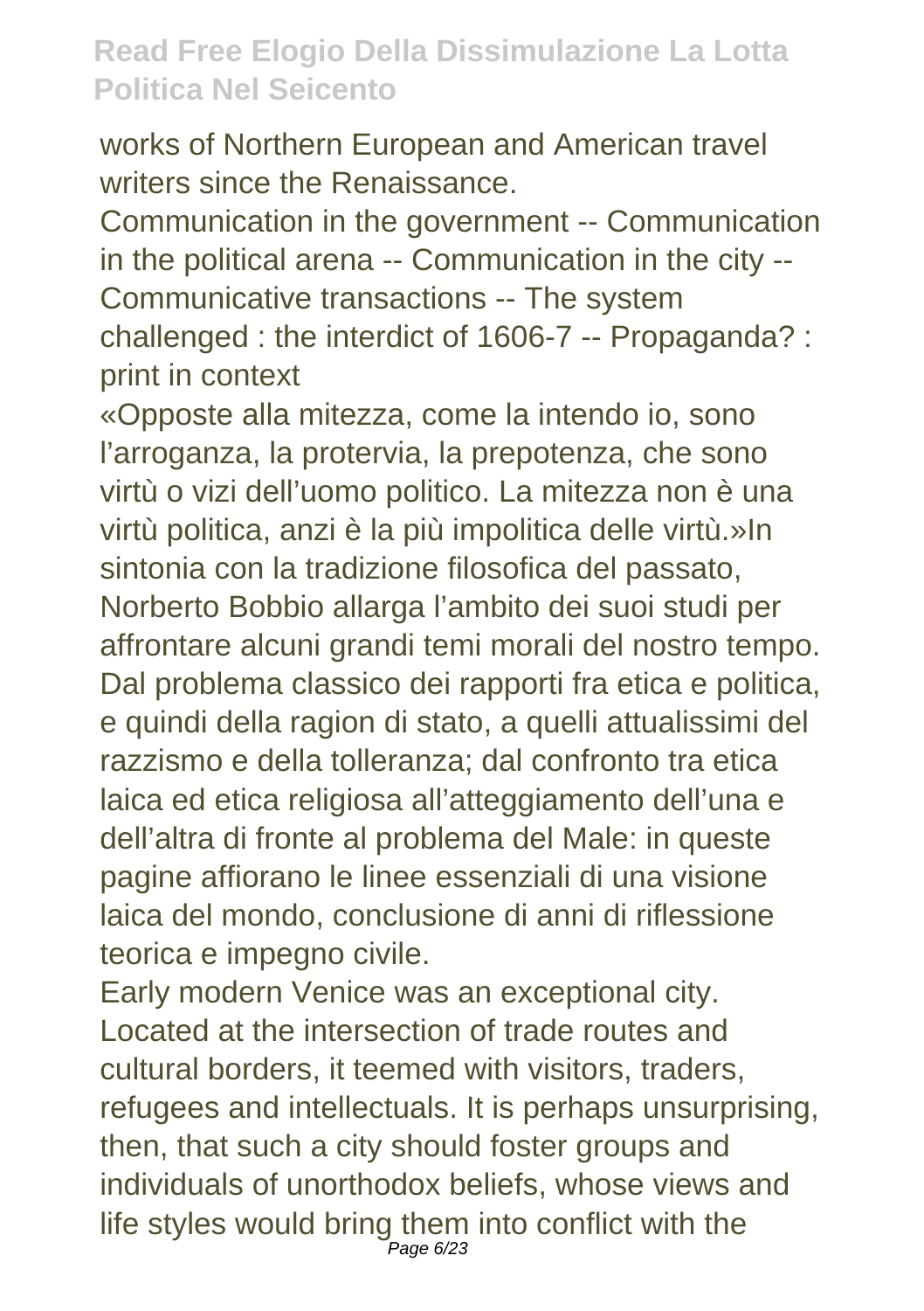works of Northern European and American travel writers since the Renaissance.

Communication in the government -- Communication in the political arena -- Communication in the city -- Communicative transactions -- The system challenged : the interdict of 1606-7 -- Propaganda? : print in context

«Opposte alla mitezza, come la intendo io, sono l’arroganza, la protervia, la prepotenza, che sono virtù o vizi dell’uomo politico. La mitezza non è una virtù politica, anzi è la più impolitica delle virtù.»In sintonia con la tradizione filosofica del passato, Norberto Bobbio allarga l’ambito dei suoi studi per affrontare alcuni grandi temi morali del nostro tempo. Dal problema classico dei rapporti fra etica e politica, e quindi della ragion di stato, a quelli attualissimi del razzismo e della tolleranza; dal confronto tra etica laica ed etica religiosa all’atteggiamento dell’una e dell’altra di fronte al problema del Male: in queste pagine affiorano le linee essenziali di una visione laica del mondo, conclusione di anni di riflessione teorica e impegno civile.

Early modern Venice was an exceptional city. Located at the intersection of trade routes and cultural borders, it teemed with visitors, traders, refugees and intellectuals. It is perhaps unsurprising, then, that such a city should foster groups and individuals of unorthodox beliefs, whose views and life styles would bring them into conflict with the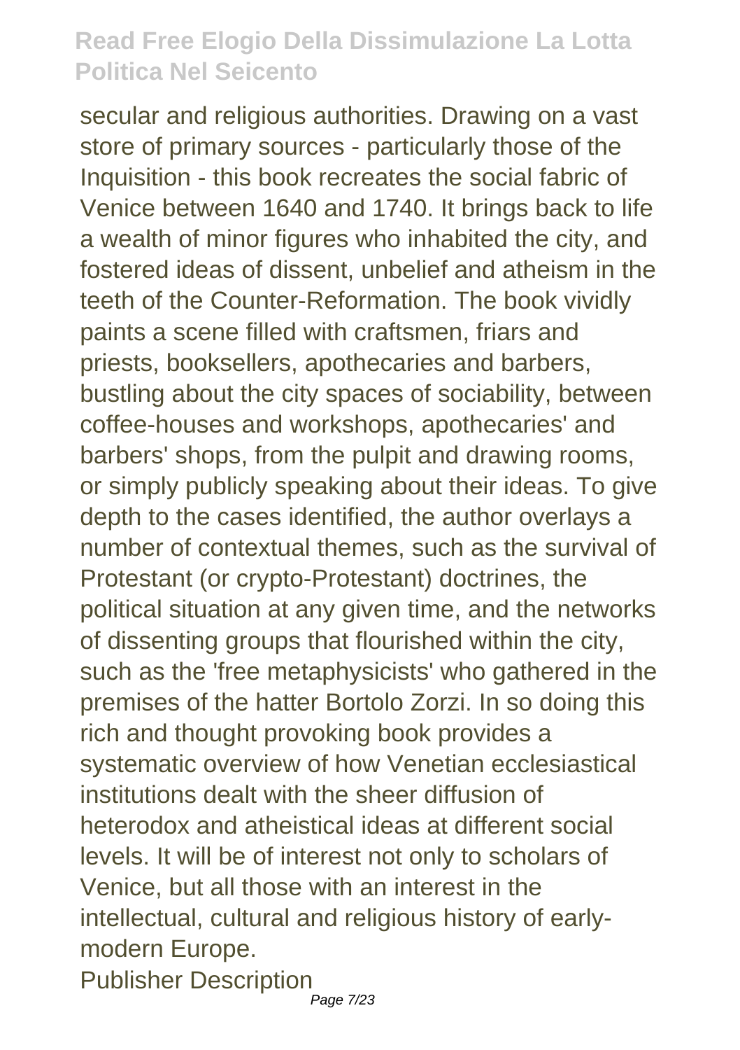secular and religious authorities. Drawing on a vast store of primary sources - particularly those of the Inquisition - this book recreates the social fabric of Venice between 1640 and 1740. It brings back to life a wealth of minor figures who inhabited the city, and fostered ideas of dissent, unbelief and atheism in the teeth of the Counter-Reformation. The book vividly paints a scene filled with craftsmen, friars and priests, booksellers, apothecaries and barbers, bustling about the city spaces of sociability, between coffee-houses and workshops, apothecaries' and barbers' shops, from the pulpit and drawing rooms, or simply publicly speaking about their ideas. To give depth to the cases identified, the author overlays a number of contextual themes, such as the survival of Protestant (or crypto-Protestant) doctrines, the political situation at any given time, and the networks of dissenting groups that flourished within the city, such as the 'free metaphysicists' who gathered in the premises of the hatter Bortolo Zorzi. In so doing this rich and thought provoking book provides a systematic overview of how Venetian ecclesiastical institutions dealt with the sheer diffusion of heterodox and atheistical ideas at different social levels. It will be of interest not only to scholars of Venice, but all those with an interest in the intellectual, cultural and religious history of early-modern Europe.

Publisher Description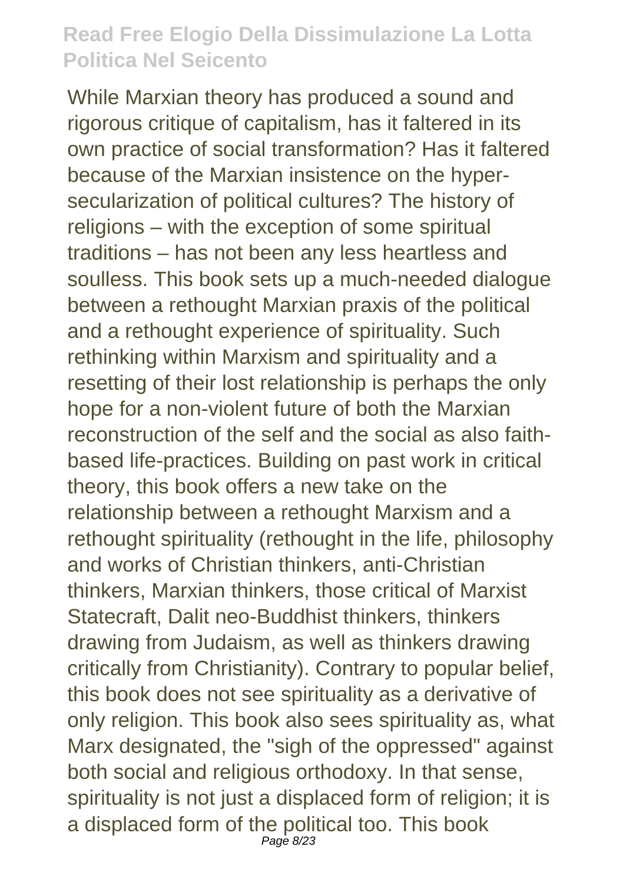While Marxian theory has produced a sound and rigorous critique of capitalism, has it faltered in its own practice of social transformation? Has it faltered because of the Marxian insistence on the hyper-secularization of political cultures? The history of religions – with the exception of some spiritual traditions – has not been any less heartless and soulless. This book sets up a much-needed dialogue between a rethought Marxian praxis of the political and a rethought experience of spirituality. Such rethinking within Marxism and spirituality and a resetting of their lost relationship is perhaps the only hope for a non-violent future of both the Marxian reconstruction of the self and the social as also faith-based life-practices. Building on past work in critical theory, this book offers a new take on the relationship between a rethought Marxism and a rethought spirituality (rethought in the life, philosophy and works of Christian thinkers, anti-Christian thinkers, Marxian thinkers, those critical of Marxist Statecraft, Dalit neo-Buddhist thinkers, thinkers drawing from Judaism, as well as thinkers drawing critically from Christianity). Contrary to popular belief, this book does not see spirituality as a derivative of only religion. This book also sees spirituality as, what Marx designated, the "sigh of the oppressed" against both social and religious orthodoxy. In that sense, spirituality is not just a displaced form of religion; it is a displaced form of the political too. This book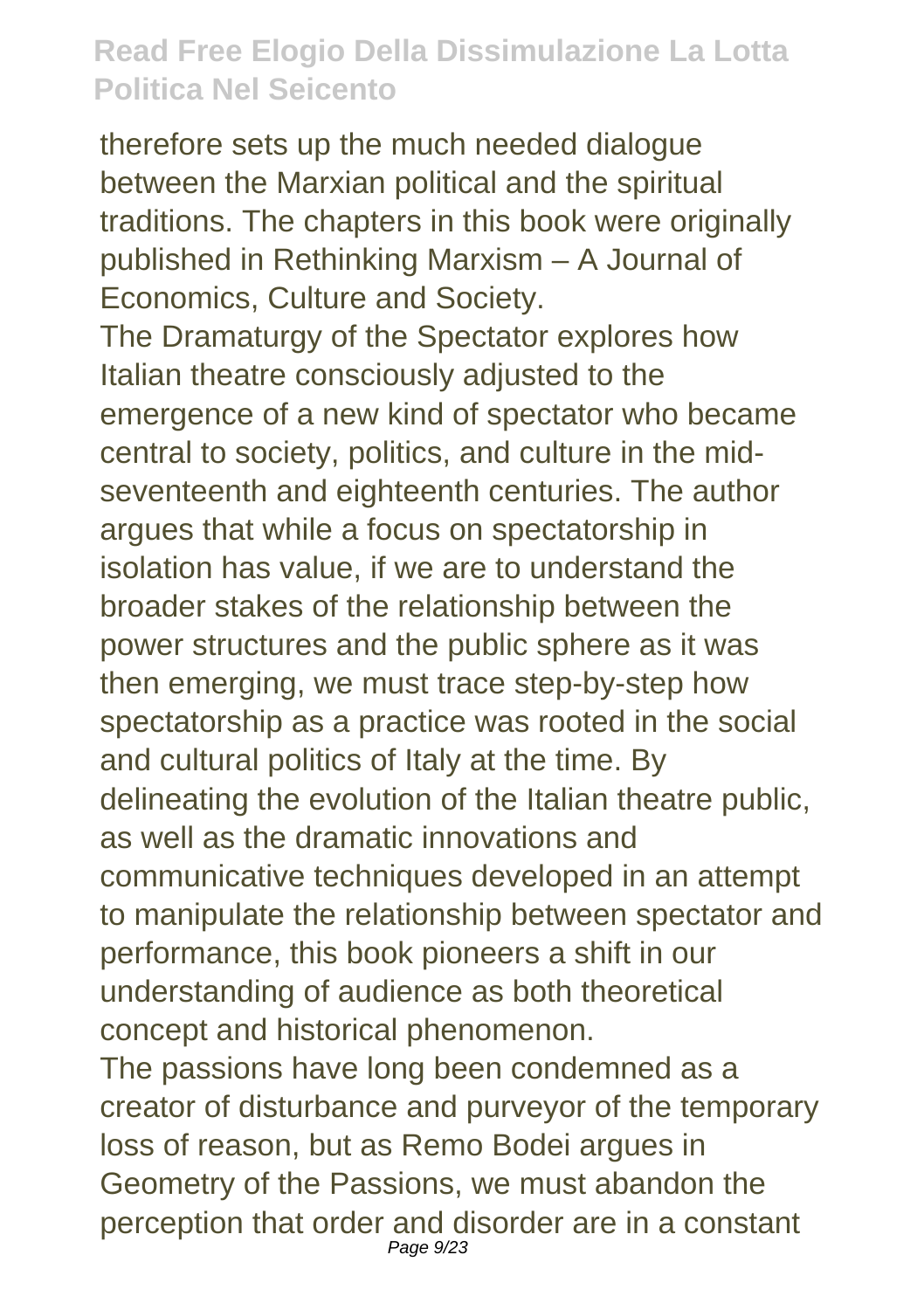therefore sets up the much needed dialogue between the Marxian political and the spiritual traditions. The chapters in this book were originally published in Rethinking Marxism – A Journal of Economics, Culture and Society.

The Dramaturgy of the Spectator explores how Italian theatre consciously adjusted to the emergence of a new kind of spectator who became central to society, politics, and culture in the mid-seventeenth and eighteenth centuries. The author argues that while a focus on spectatorship in isolation has value, if we are to understand the broader stakes of the relationship between the power structures and the public sphere as it was then emerging, we must trace step-by-step how spectatorship as a practice was rooted in the social and cultural politics of Italy at the time. By delineating the evolution of the Italian theatre public, as well as the dramatic innovations and communicative techniques developed in an attempt to manipulate the relationship between spectator and performance, this book pioneers a shift in our understanding of audience as both theoretical concept and historical phenomenon.

The passions have long been condemned as a creator of disturbance and purveyor of the temporary loss of reason, but as Remo Bodei argues in Geometry of the Passions, we must abandon the perception that order and disorder are in a constant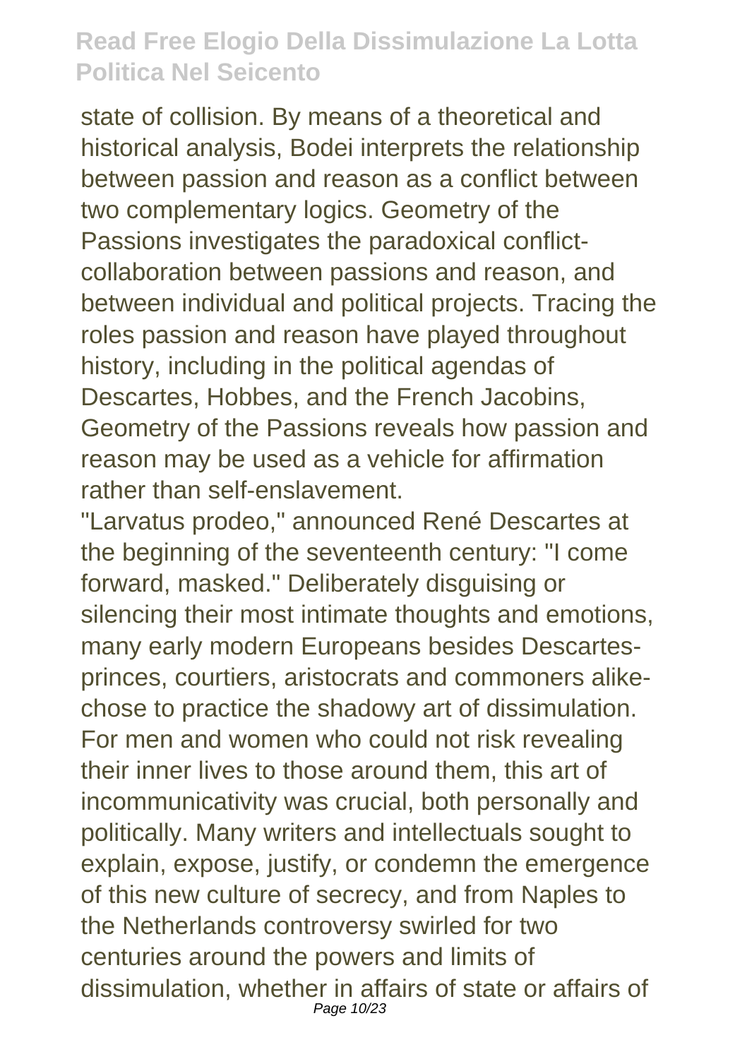state of collision. By means of a theoretical and historical analysis, Bodei interprets the relationship between passion and reason as a conflict between two complementary logics. Geometry of the Passions investigates the paradoxical conflict-collaboration between passions and reason, and between individual and political projects. Tracing the roles passion and reason have played throughout history, including in the political agendas of Descartes, Hobbes, and the French Jacobins, Geometry of the Passions reveals how passion and reason may be used as a vehicle for affirmation rather than self-enslavement.

"Larvatus prodeo," announced René Descartes at the beginning of the seventeenth century: "I come forward, masked." Deliberately disguising or silencing their most intimate thoughts and emotions, many early modern Europeans besides Descartes-princes, courtiers, aristocrats and commoners alike-chose to practice the shadowy art of dissimulation. For men and women who could not risk revealing their inner lives to those around them, this art of incommunicativity was crucial, both personally and politically. Many writers and intellectuals sought to explain, expose, justify, or condemn the emergence of this new culture of secrecy, and from Naples to the Netherlands controversy swirled for two centuries around the powers and limits of dissimulation, whether in affairs of state or affairs of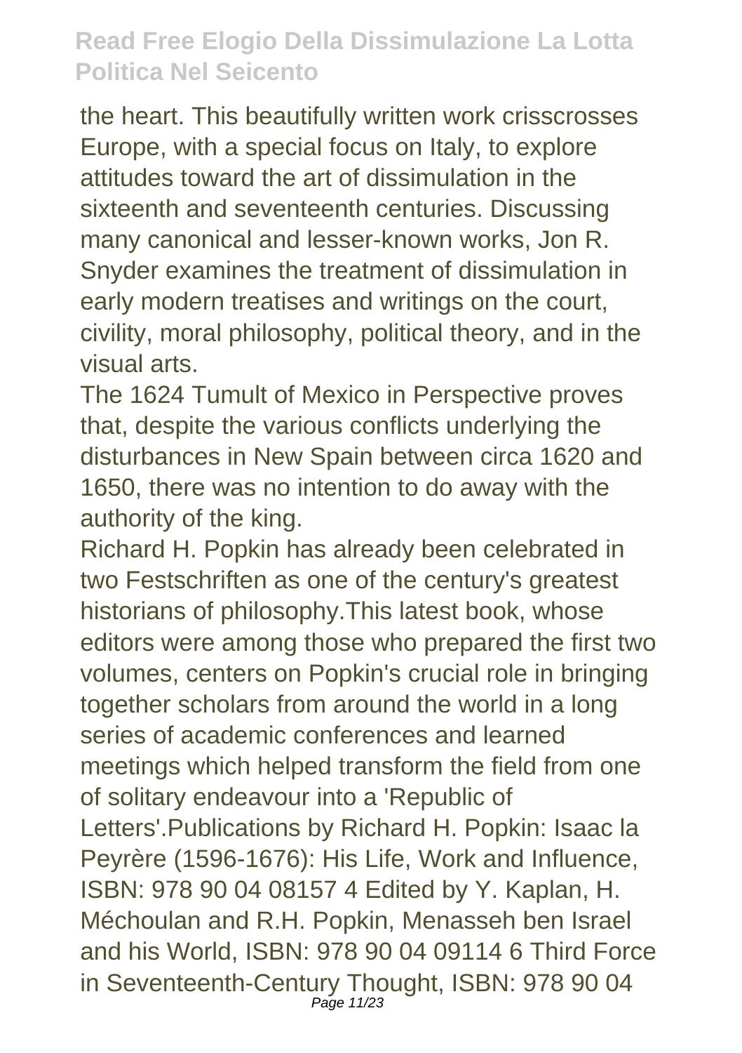the heart. This beautifully written work crisscrosses Europe, with a special focus on Italy, to explore attitudes toward the art of dissimulation in the sixteenth and seventeenth centuries. Discussing many canonical and lesser-known works, Jon R. Snyder examines the treatment of dissimulation in early modern treatises and writings on the court, civility, moral philosophy, political theory, and in the visual arts.

The 1624 Tumult of Mexico in Perspective proves that, despite the various conflicts underlying the disturbances in New Spain between circa 1620 and 1650, there was no intention to do away with the authority of the king.

Richard H. Popkin has already been celebrated in two Festschriften as one of the century's greatest historians of philosophy.This latest book, whose editors were among those who prepared the first two volumes, centers on Popkin's crucial role in bringing together scholars from around the world in a long series of academic conferences and learned meetings which helped transform the field from one of solitary endeavour into a 'Republic of Letters'.Publications by Richard H. Popkin: Isaac la Peyrère (1596-1676): His Life, Work and Influence, ISBN: 978 90 04 08157 4 Edited by Y. Kaplan, H. Méchoulan and R.H. Popkin, Menasseh ben Israel and his World, ISBN: 978 90 04 09114 6 Third Force in Seventeenth-Century Thought, ISBN: 978 90 04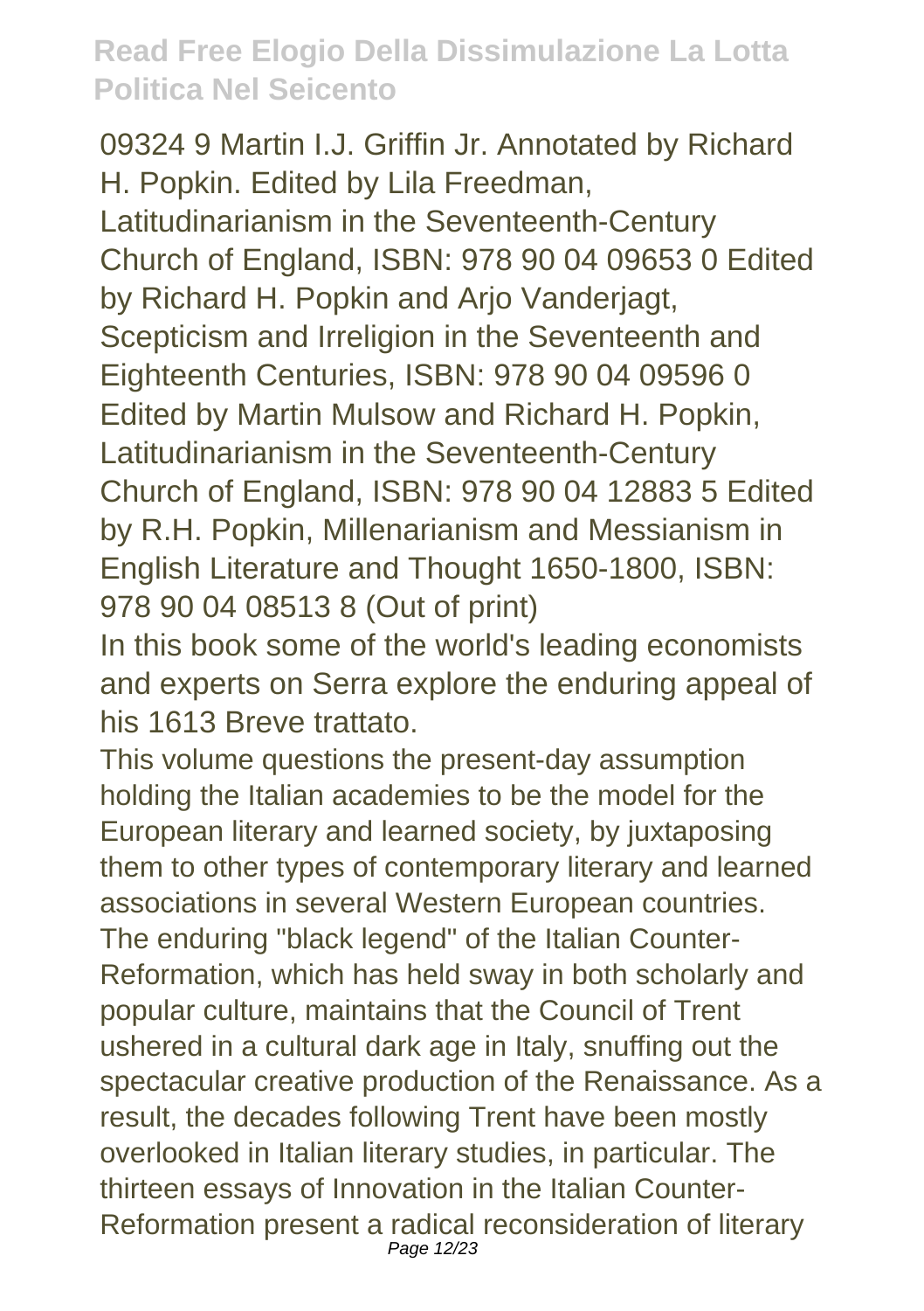09324 9 Martin I.J. Griffin Jr. Annotated by Richard H. Popkin. Edited by Lila Freedman, Latitudinarianism in the Seventeenth-Century Church of England, ISBN: 978 90 04 09653 0 Edited by Richard H. Popkin and Arjo Vanderjagt, Scepticism and Irreligion in the Seventeenth and Eighteenth Centuries, ISBN: 978 90 04 09596 0 Edited by Martin Mulsow and Richard H. Popkin, Latitudinarianism in the Seventeenth-Century Church of England, ISBN: 978 90 04 12883 5 Edited by R.H. Popkin, Millenarianism and Messianism in English Literature and Thought 1650-1800, ISBN: 978 90 04 08513 8 (Out of print)

In this book some of the world's leading economists and experts on Serra explore the enduring appeal of his 1613 Breve trattato.

This volume questions the present-day assumption holding the Italian academies to be the model for the European literary and learned society, by juxtaposing them to other types of contemporary literary and learned associations in several Western European countries.

The enduring "black legend" of the Italian Counter-Reformation, which has held sway in both scholarly and popular culture, maintains that the Council of Trent ushered in a cultural dark age in Italy, snuffing out the spectacular creative production of the Renaissance. As a result, the decades following Trent have been mostly overlooked in Italian literary studies, in particular. The thirteen essays of Innovation in the Italian Counter-Reformation present a radical reconsideration of literary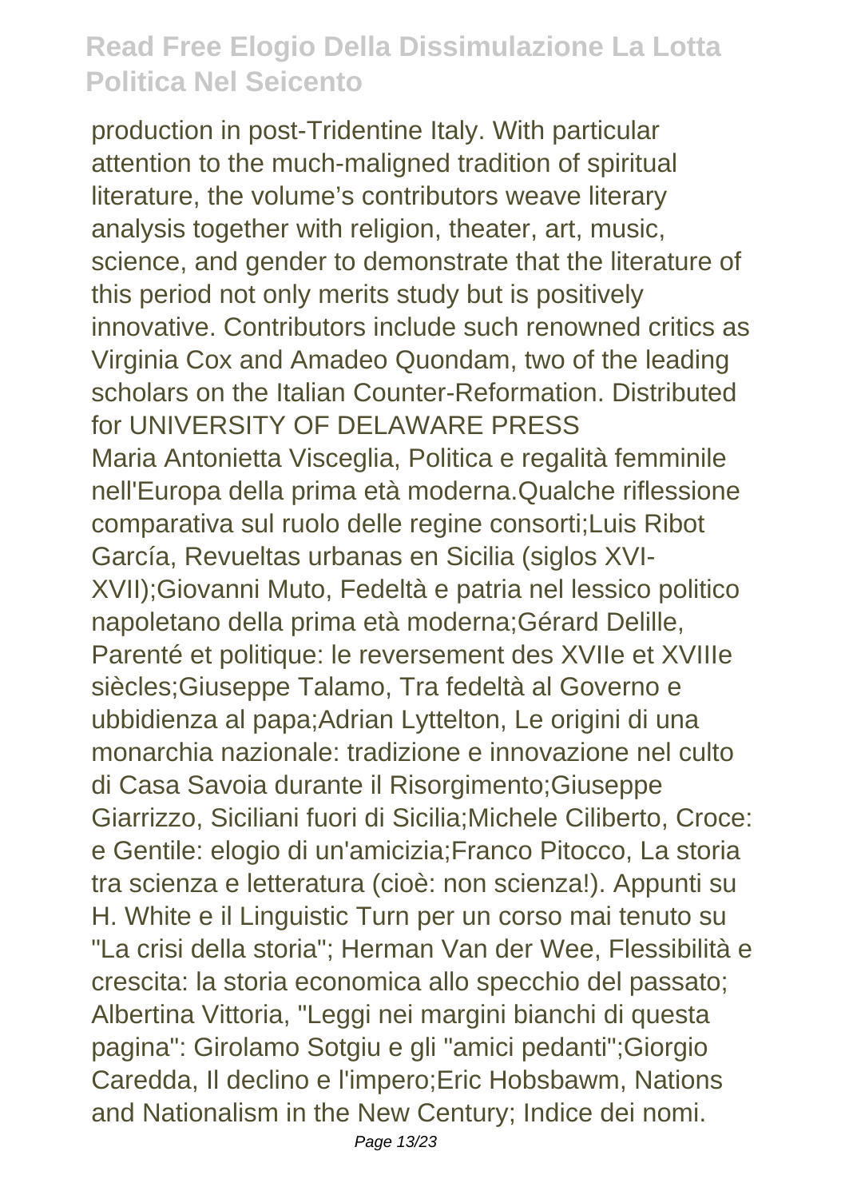production in post-Tridentine Italy. With particular attention to the much-maligned tradition of spiritual literature, the volume's contributors weave literary analysis together with religion, theater, art, music, science, and gender to demonstrate that the literature of this period not only merits study but is positively innovative. Contributors include such renowned critics as Virginia Cox and Amadeo Quondam, two of the leading scholars on the Italian Counter-Reformation. Distributed for UNIVERSITY OF DELAWARE PRESS

Maria Antonietta Visceglia, Politica e regalità femminile nell'Europa della prima età moderna.Qualche riflessione comparativa sul ruolo delle regine consorti;Luis Ribot García, Revueltas urbanas en Sicilia (siglos XVI-XVII);Giovanni Muto, Fedeltà e patria nel lessico politico napoletano della prima età moderna;Gérard Delille, Parenté et politique: le reversement des XVIIe et XVIIIe siècles;Giuseppe Talamo, Tra fedeltà al Governo e ubbidienza al papa;Adrian Lyttelton, Le origini di una monarchia nazionale: tradizione e innovazione nel culto di Casa Savoia durante il Risorgimento;Giuseppe Giarrizzo, Siciliani fuori di Sicilia;Michele Ciliberto, Croce: e Gentile: elogio di un'amicizia;Franco Pitocco, La storia tra scienza e letteratura (cioè: non scienza!). Appunti su H. White e il Linguistic Turn per un corso mai tenuto su "La crisi della storia"; Herman Van der Wee, Flessibilità e crescita: la storia economica allo specchio del passato; Albertina Vittoria, "Leggi nei margini bianchi di questa pagina": Girolamo Sotgiu e gli "amici pedanti";Giorgio Caredda, Il declino e l'impero;Eric Hobsbawm, Nations and Nationalism in the New Century; Indice dei nomi.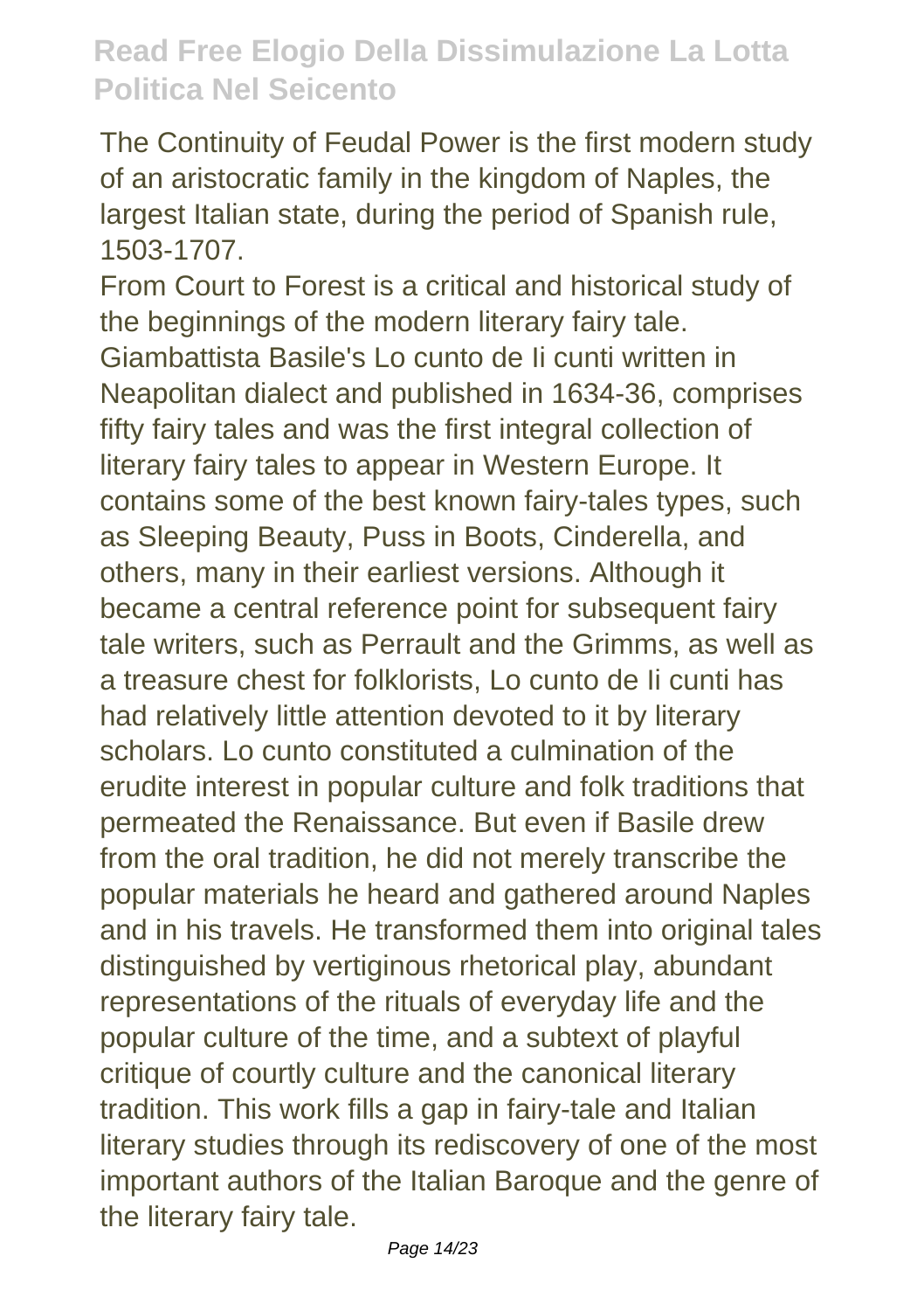The Continuity of Feudal Power is the first modern study of an aristocratic family in the kingdom of Naples, the largest Italian state, during the period of Spanish rule, 1503-1707.

From Court to Forest is a critical and historical study of the beginnings of the modern literary fairy tale. Giambattista Basile's Lo cunto de Ii cunti written in Neapolitan dialect and published in 1634-36, comprises fifty fairy tales and was the first integral collection of literary fairy tales to appear in Western Europe. It contains some of the best known fairy-tales types, such as Sleeping Beauty, Puss in Boots, Cinderella, and others, many in their earliest versions. Although it became a central reference point for subsequent fairy tale writers, such as Perrault and the Grimms, as well as a treasure chest for folklorists, Lo cunto de Ii cunti has had relatively little attention devoted to it by literary scholars. Lo cunto constituted a culmination of the erudite interest in popular culture and folk traditions that permeated the Renaissance. But even if Basile drew from the oral tradition, he did not merely transcribe the popular materials he heard and gathered around Naples and in his travels. He transformed them into original tales distinguished by vertiginous rhetorical play, abundant representations of the rituals of everyday life and the popular culture of the time, and a subtext of playful critique of courtly culture and the canonical literary tradition. This work fills a gap in fairy-tale and Italian literary studies through its rediscovery of one of the most important authors of the Italian Baroque and the genre of the literary fairy tale.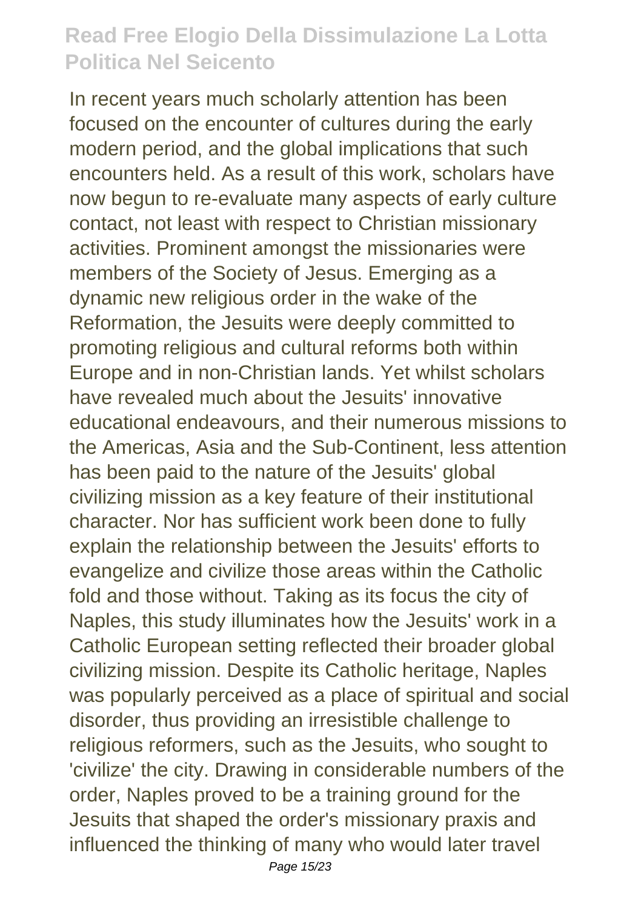In recent years much scholarly attention has been focused on the encounter of cultures during the early modern period, and the global implications that such encounters held. As a result of this work, scholars have now begun to re-evaluate many aspects of early culture contact, not least with respect to Christian missionary activities. Prominent amongst the missionaries were members of the Society of Jesus. Emerging as a dynamic new religious order in the wake of the Reformation, the Jesuits were deeply committed to promoting religious and cultural reforms both within Europe and in non-Christian lands. Yet whilst scholars have revealed much about the Jesuits' innovative educational endeavours, and their numerous missions to the Americas, Asia and the Sub-Continent, less attention has been paid to the nature of the Jesuits' global civilizing mission as a key feature of their institutional character. Nor has sufficient work been done to fully explain the relationship between the Jesuits' efforts to evangelize and civilize those areas within the Catholic fold and those without. Taking as its focus the city of Naples, this study illuminates how the Jesuits' work in a Catholic European setting reflected their broader global civilizing mission. Despite its Catholic heritage, Naples was popularly perceived as a place of spiritual and social disorder, thus providing an irresistible challenge to religious reformers, such as the Jesuits, who sought to 'civilize' the city. Drawing in considerable numbers of the order, Naples proved to be a training ground for the Jesuits that shaped the order's missionary praxis and influenced the thinking of many who would later travel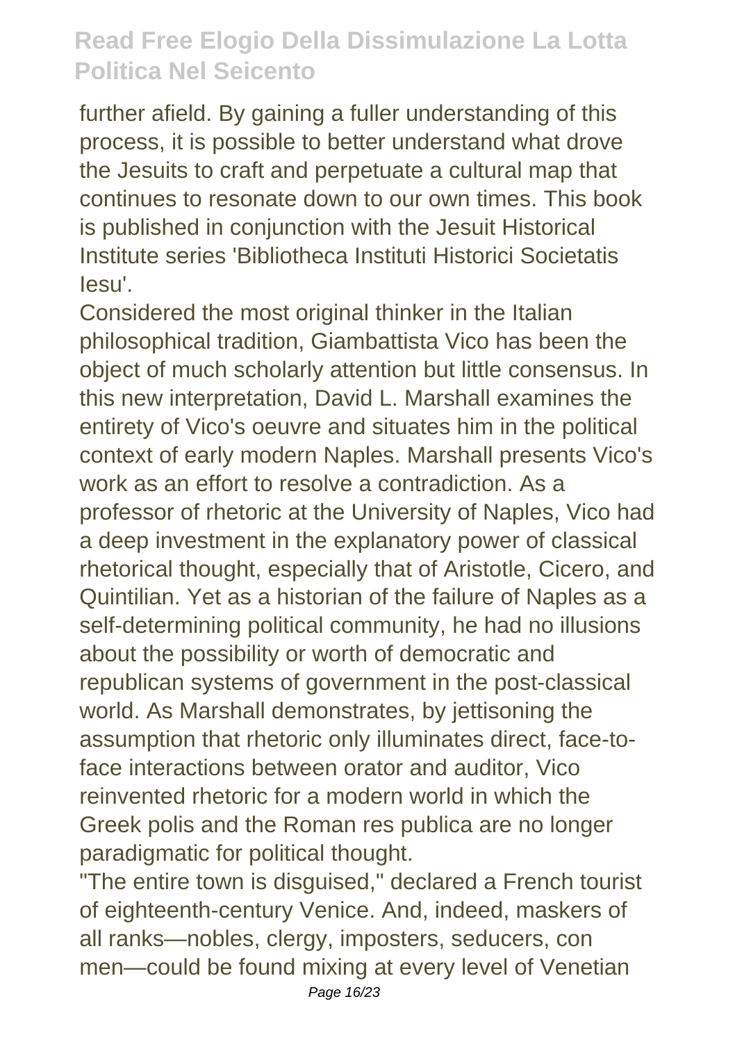further afield. By gaining a fuller understanding of this process, it is possible to better understand what drove the Jesuits to craft and perpetuate a cultural map that continues to resonate down to our own times. This book is published in conjunction with the Jesuit Historical Institute series 'Bibliotheca Instituti Historici Societatis Iesu'.

Considered the most original thinker in the Italian philosophical tradition, Giambattista Vico has been the object of much scholarly attention but little consensus. In this new interpretation, David L. Marshall examines the entirety of Vico's oeuvre and situates him in the political context of early modern Naples. Marshall presents Vico's work as an effort to resolve a contradiction. As a professor of rhetoric at the University of Naples, Vico had a deep investment in the explanatory power of classical rhetorical thought, especially that of Aristotle, Cicero, and Quintilian. Yet as a historian of the failure of Naples as a self-determining political community, he had no illusions about the possibility or worth of democratic and republican systems of government in the post-classical world. As Marshall demonstrates, by jettisoning the assumption that rhetoric only illuminates direct, face-to-face interactions between orator and auditor, Vico reinvented rhetoric for a modern world in which the Greek polis and the Roman res publica are no longer paradigmatic for political thought.

"The entire town is disguised," declared a French tourist of eighteenth-century Venice. And, indeed, maskers of all ranks—nobles, clergy, imposters, seducers, con men—could be found mixing at every level of Venetian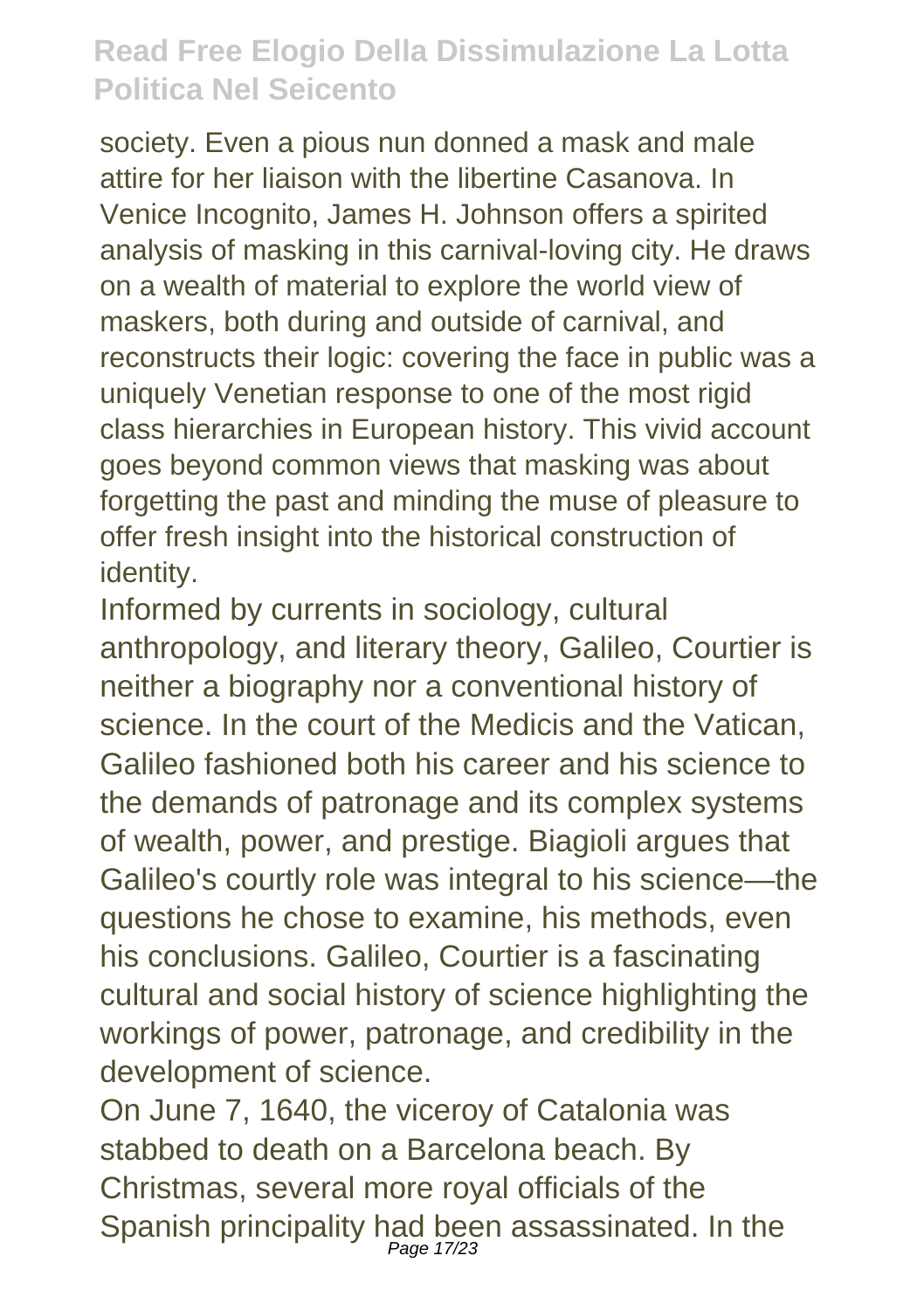society. Even a pious nun donned a mask and male attire for her liaison with the libertine Casanova. In Venice Incognito, James H. Johnson offers a spirited analysis of masking in this carnival-loving city. He draws on a wealth of material to explore the world view of maskers, both during and outside of carnival, and reconstructs their logic: covering the face in public was a uniquely Venetian response to one of the most rigid class hierarchies in European history. This vivid account goes beyond common views that masking was about forgetting the past and minding the muse of pleasure to offer fresh insight into the historical construction of identity.

Informed by currents in sociology, cultural anthropology, and literary theory, Galileo, Courtier is neither a biography nor a conventional history of science. In the court of the Medicis and the Vatican, Galileo fashioned both his career and his science to the demands of patronage and its complex systems of wealth, power, and prestige. Biagioli argues that Galileo's courtly role was integral to his science—the questions he chose to examine, his methods, even his conclusions. Galileo, Courtier is a fascinating cultural and social history of science highlighting the workings of power, patronage, and credibility in the development of science.

On June 7, 1640, the viceroy of Catalonia was stabbed to death on a Barcelona beach. By Christmas, several more royal officials of the Spanish principality had been assassinated. In the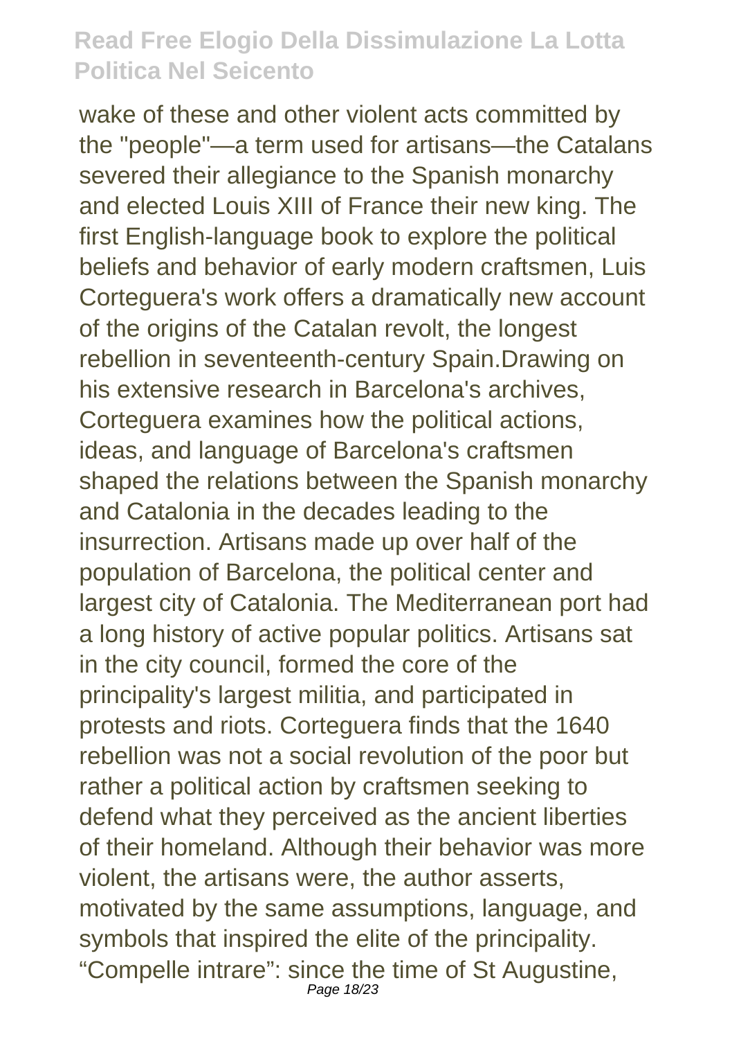wake of these and other violent acts committed by the "people"—a term used for artisans—the Catalans severed their allegiance to the Spanish monarchy and elected Louis XIII of France their new king. The first English-language book to explore the political beliefs and behavior of early modern craftsmen, Luis Corteguera's work offers a dramatically new account of the origins of the Catalan revolt, the longest rebellion in seventeenth-century Spain.Drawing on his extensive research in Barcelona's archives, Corteguera examines how the political actions, ideas, and language of Barcelona's craftsmen shaped the relations between the Spanish monarchy and Catalonia in the decades leading to the insurrection. Artisans made up over half of the population of Barcelona, the political center and largest city of Catalonia. The Mediterranean port had a long history of active popular politics. Artisans sat in the city council, formed the core of the principality's largest militia, and participated in protests and riots. Corteguera finds that the 1640 rebellion was not a social revolution of the poor but rather a political action by craftsmen seeking to defend what they perceived as the ancient liberties of their homeland. Although their behavior was more violent, the artisans were, the author asserts, motivated by the same assumptions, language, and symbols that inspired the elite of the principality. “Compelle intrare”: since the time of St Augustine,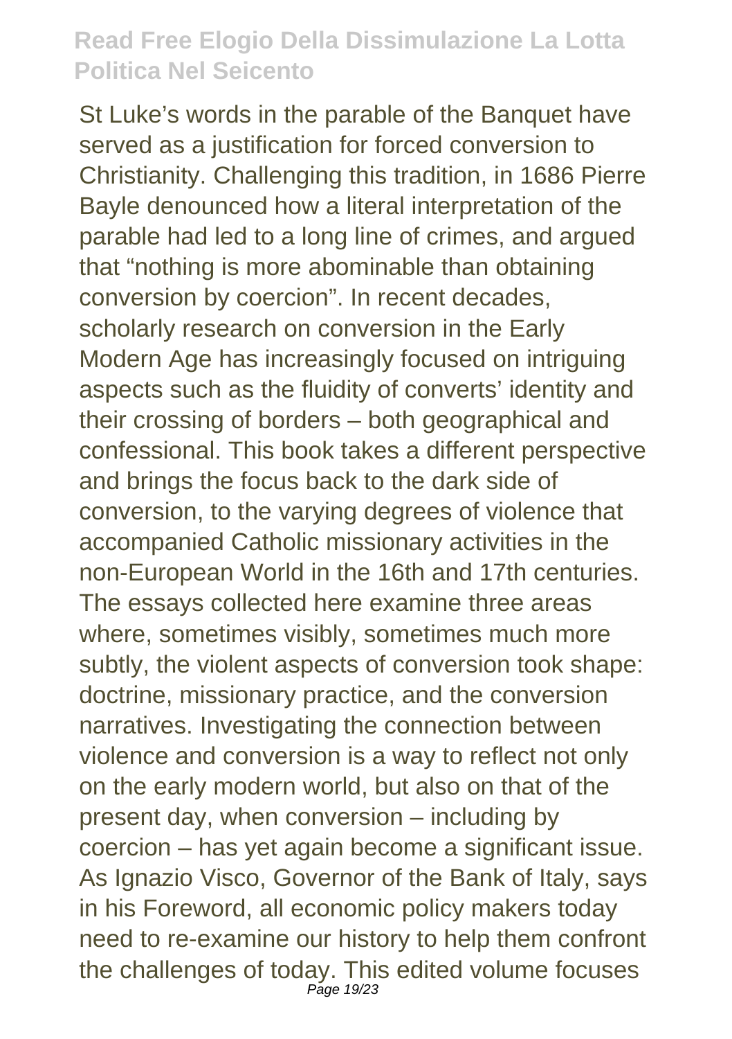St Luke's words in the parable of the Banquet have served as a justification for forced conversion to Christianity. Challenging this tradition, in 1686 Pierre Bayle denounced how a literal interpretation of the parable had led to a long line of crimes, and argued that "nothing is more abominable than obtaining conversion by coercion". In recent decades, scholarly research on conversion in the Early Modern Age has increasingly focused on intriguing aspects such as the fluidity of converts' identity and their crossing of borders – both geographical and confessional. This book takes a different perspective and brings the focus back to the dark side of conversion, to the varying degrees of violence that accompanied Catholic missionary activities in the non-European World in the 16th and 17th centuries. The essays collected here examine three areas where, sometimes visibly, sometimes much more subtly, the violent aspects of conversion took shape: doctrine, missionary practice, and the conversion narratives. Investigating the connection between violence and conversion is a way to reflect not only on the early modern world, but also on that of the present day, when conversion – including by coercion – has yet again become a significant issue. As Ignazio Visco, Governor of the Bank of Italy, says in his Foreword, all economic policy makers today need to re-examine our history to help them confront the challenges of today. This edited volume focuses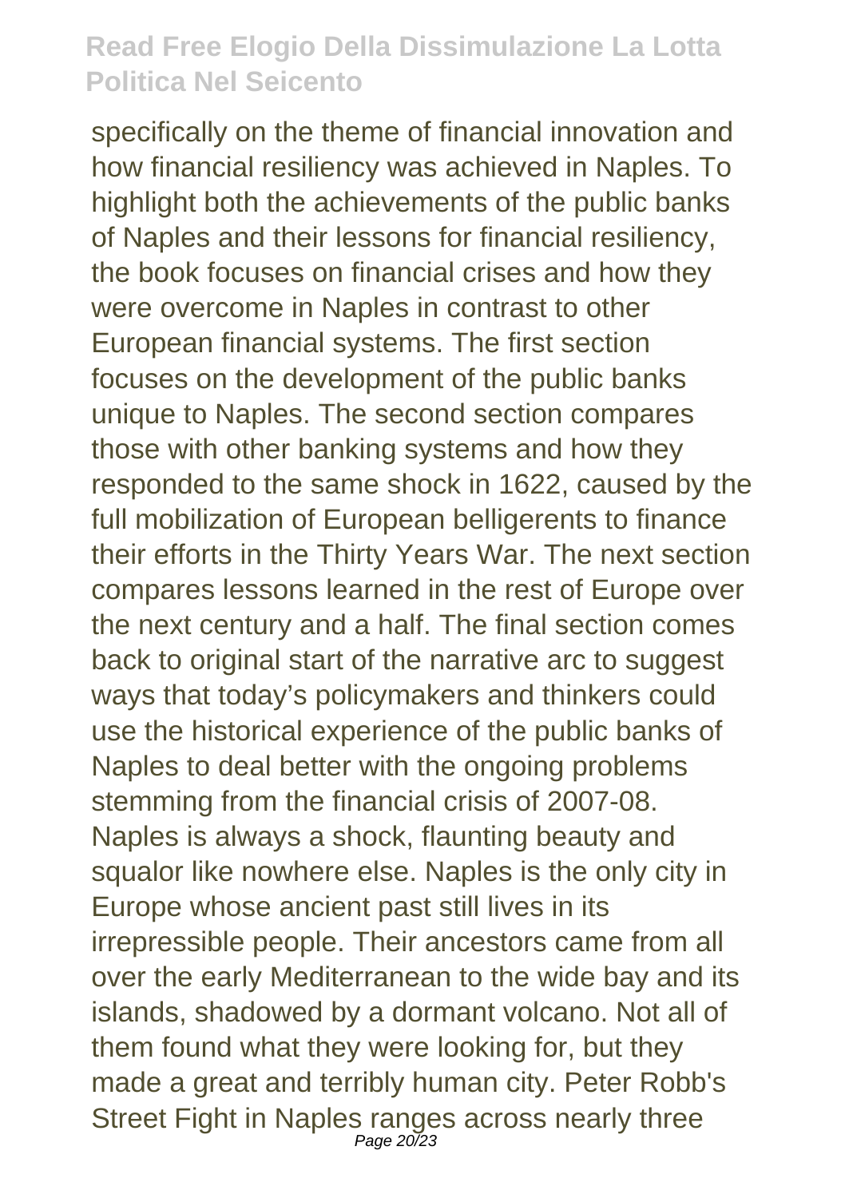specifically on the theme of financial innovation and how financial resiliency was achieved in Naples. To highlight both the achievements of the public banks of Naples and their lessons for financial resiliency, the book focuses on financial crises and how they were overcome in Naples in contrast to other European financial systems. The first section focuses on the development of the public banks unique to Naples. The second section compares those with other banking systems and how they responded to the same shock in 1622, caused by the full mobilization of European belligerents to finance their efforts in the Thirty Years War. The next section compares lessons learned in the rest of Europe over the next century and a half. The final section comes back to original start of the narrative arc to suggest ways that today's policymakers and thinkers could use the historical experience of the public banks of Naples to deal better with the ongoing problems stemming from the financial crisis of 2007-08.
Naples is always a shock, flaunting beauty and squalor like nowhere else. Naples is the only city in Europe whose ancient past still lives in its irrepressible people. Their ancestors came from all over the early Mediterranean to the wide bay and its islands, shadowed by a dormant volcano. Not all of them found what they were looking for, but they made a great and terribly human city. Peter Robb's Street Fight in Naples ranges across nearly three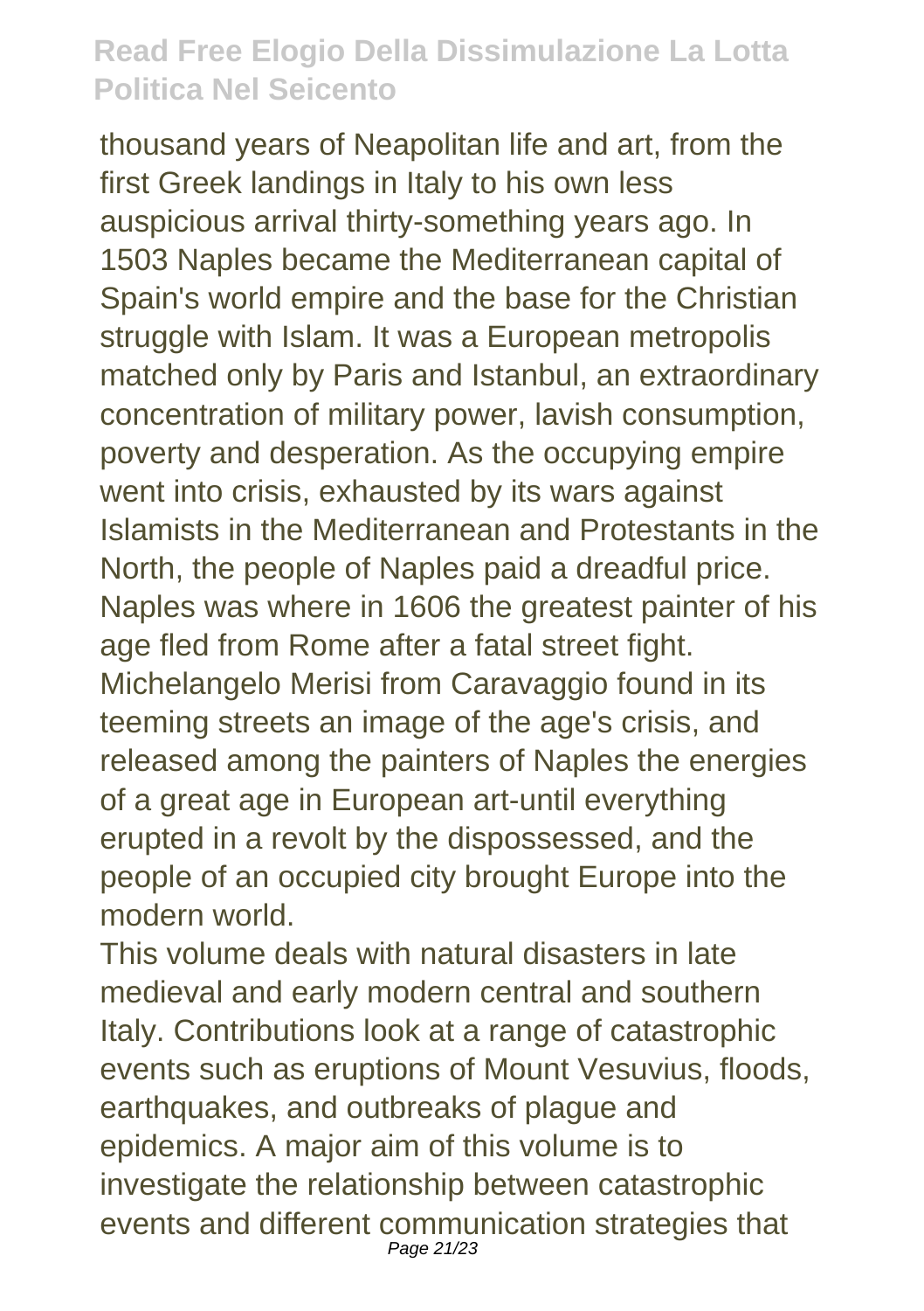thousand years of Neapolitan life and art, from the first Greek landings in Italy to his own less auspicious arrival thirty-something years ago. In 1503 Naples became the Mediterranean capital of Spain's world empire and the base for the Christian struggle with Islam. It was a European metropolis matched only by Paris and Istanbul, an extraordinary concentration of military power, lavish consumption, poverty and desperation. As the occupying empire went into crisis, exhausted by its wars against Islamists in the Mediterranean and Protestants in the North, the people of Naples paid a dreadful price. Naples was where in 1606 the greatest painter of his age fled from Rome after a fatal street fight. Michelangelo Merisi from Caravaggio found in its teeming streets an image of the age's crisis, and released among the painters of Naples the energies of a great age in European art-until everything erupted in a revolt by the dispossessed, and the people of an occupied city brought Europe into the modern world.

This volume deals with natural disasters in late medieval and early modern central and southern Italy. Contributions look at a range of catastrophic events such as eruptions of Mount Vesuvius, floods, earthquakes, and outbreaks of plague and epidemics. A major aim of this volume is to investigate the relationship between catastrophic events and different communication strategies that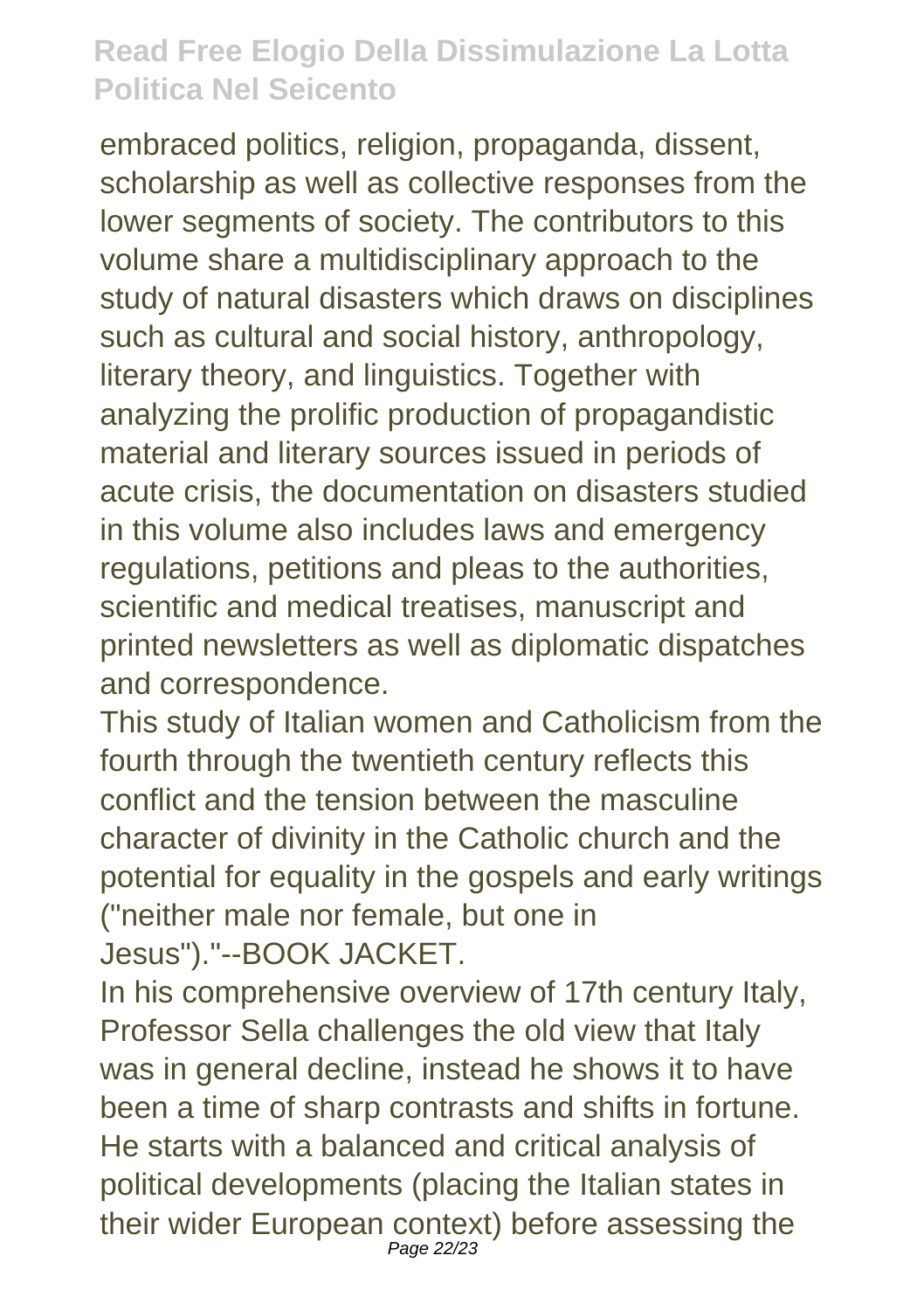embraced politics, religion, propaganda, dissent, scholarship as well as collective responses from the lower segments of society. The contributors to this volume share a multidisciplinary approach to the study of natural disasters which draws on disciplines such as cultural and social history, anthropology, literary theory, and linguistics. Together with analyzing the prolific production of propagandistic material and literary sources issued in periods of acute crisis, the documentation on disasters studied in this volume also includes laws and emergency regulations, petitions and pleas to the authorities, scientific and medical treatises, manuscript and printed newsletters as well as diplomatic dispatches and correspondence.

This study of Italian women and Catholicism from the fourth through the twentieth century reflects this conflict and the tension between the masculine character of divinity in the Catholic church and the potential for equality in the gospels and early writings ("neither male nor female, but one in Jesus")."--BOOK JACKET.

In his comprehensive overview of 17th century Italy, Professor Sella challenges the old view that Italy was in general decline, instead he shows it to have been a time of sharp contrasts and shifts in fortune. He starts with a balanced and critical analysis of political developments (placing the Italian states in their wider European context) before assessing the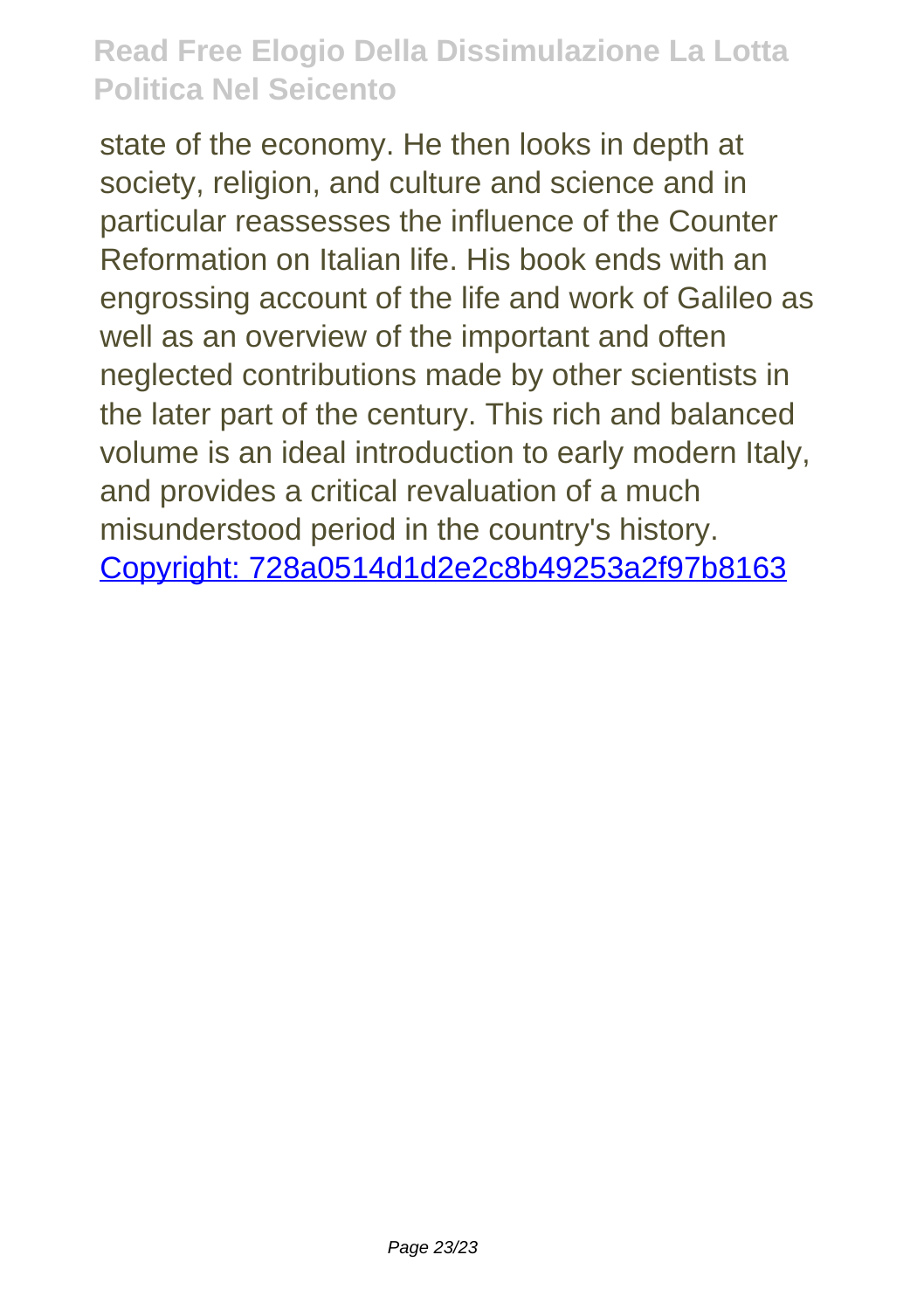state of the economy. He then looks in depth at society, religion, and culture and science and in particular reassesses the influence of the Counter Reformation on Italian life. His book ends with an engrossing account of the life and work of Galileo as well as an overview of the important and often neglected contributions made by other scientists in the later part of the century. This rich and balanced volume is an ideal introduction to early modern Italy, and provides a critical revaluation of a much misunderstood period in the country's history.

Copyright: 728a0514d1d2e2c8b49253a2f97b8163